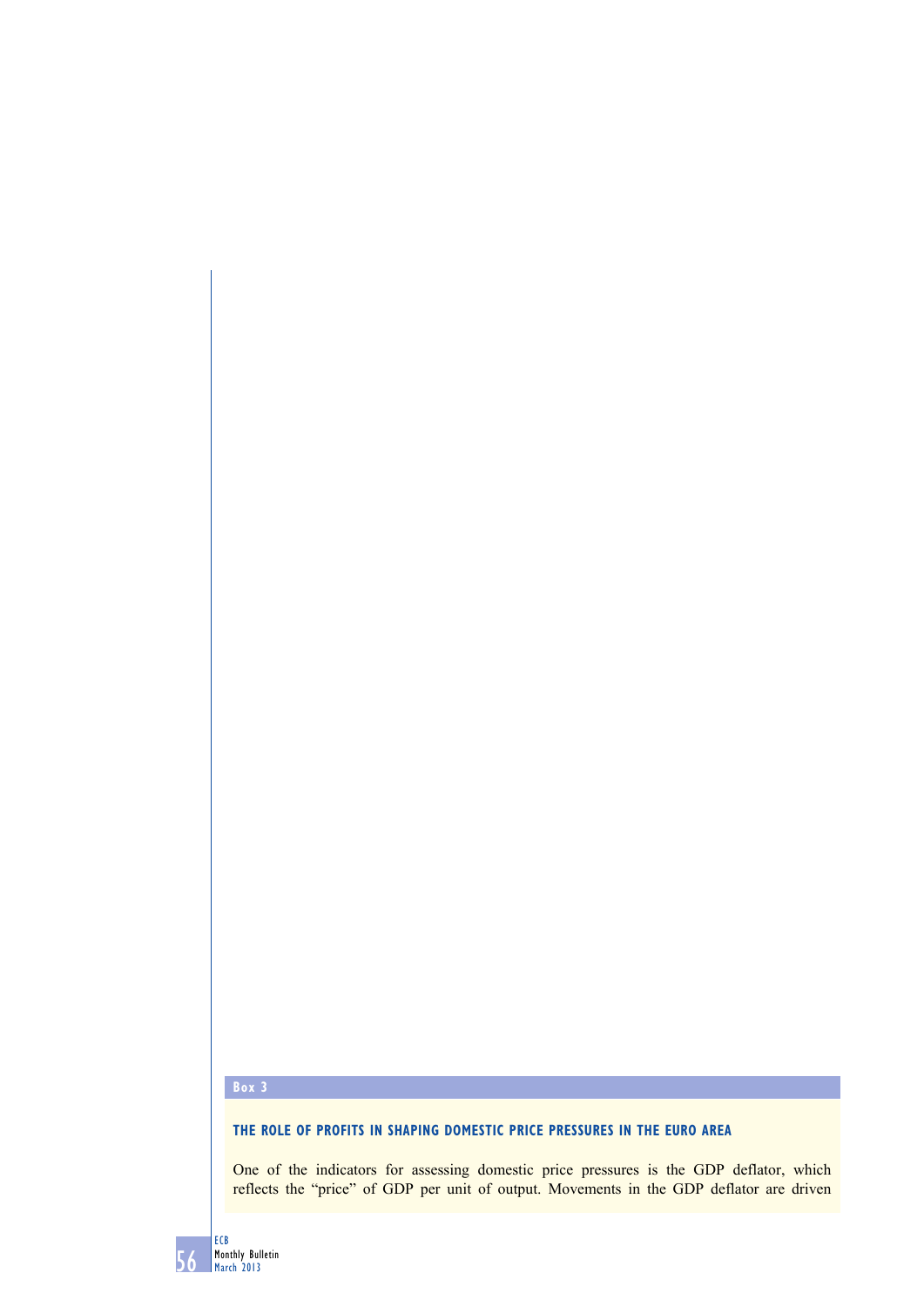Box 3

## THE ROLE OF PROFITS IN SHAPING DOMESTIC PRICE PRESSURES IN THE EURO AREA

One of the indicators for assessing domestic price pressures is the GDP deflator, which reflects the "price" of GDP per unit of output. Movements in the GDP deflator are driven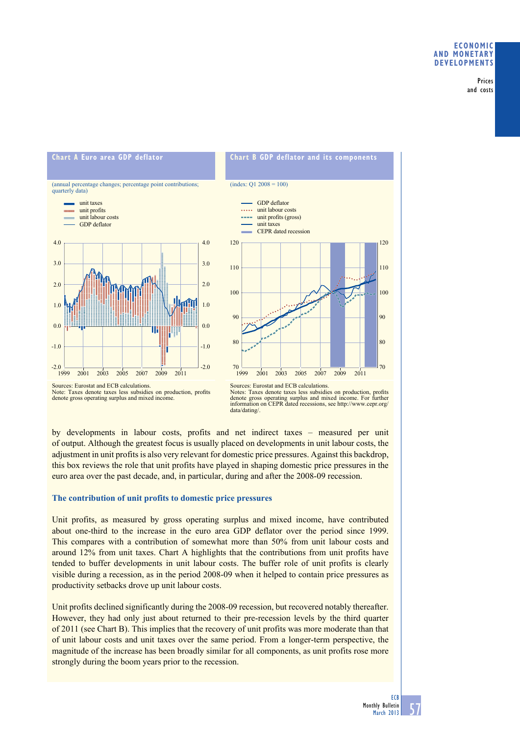## Chart A Euro area GDP deflator

(annual percentage changes; percentage point contributions; quarterly data)

unit taxes
unit profits
unit labour costs
GDP deflator

4.0
3.0
2.0
1.0
0.0
-1.0
-2.0

1999 2001 2003 2005 2007 2009 2011

Sources: Eurostat and ECB calculations.
Note: Taxes denote taxes less subsidies on production, profits denote gross operating surplus and mixed income.

## Chart B GDP deflator and its components

(index: Q1 2008 = 100)

GDP deflator
unit labour costs
unit profits (gross)
unit taxes
CEPR dated recession

120
110
100
90
80
70

1999 2001 2003 2005 2007 2009 2011

Sources: Eurostat and ECB calculations.
Notes: Taxes denote taxes less subsidies on production, profits denote gross operating surplus and mixed income. For further information on CEPR dated recessions, see http://www.cepr.org/data/dating/.

by developments in labour costs, profits and net indirect taxes – measured per unit of output. Although the greatest focus is usually placed on developments in unit labour costs, the adjustment in unit profits is also very relevant for domestic price pressures. Against this backdrop, this box reviews the role that unit profits have played in shaping domestic price pressures in the euro area over the past decade, and, in particular, during and after the 2008-09 recession.

### The contribution of unit profits to domestic price pressures

Unit profits, as measured by gross operating surplus and mixed income, have contributed about one-third to the increase in the euro area GDP deflator over the period since 1999. This compares with a contribution of somewhat more than 50% from unit labour costs and around 12% from unit taxes. Chart A highlights that the contributions from unit profits have tended to buffer developments in unit labour costs. The buffer role of unit profits is clearly visible during a recession, as in the period 2008-09 when it helped to contain price pressures as productivity setbacks drove up unit labour costs.

Unit profits declined significantly during the 2008-09 recession, but recovered notably thereafter. However, they had only just about returned to their pre-recession levels by the third quarter of 2011 (see Chart B). This implies that the recovery of unit profits was more moderate than that of unit labour costs and unit taxes over the same period. From a longer-term perspective, the magnitude of the increase has been broadly similar for all components, as unit profits rose more strongly during the boom years prior to the recession.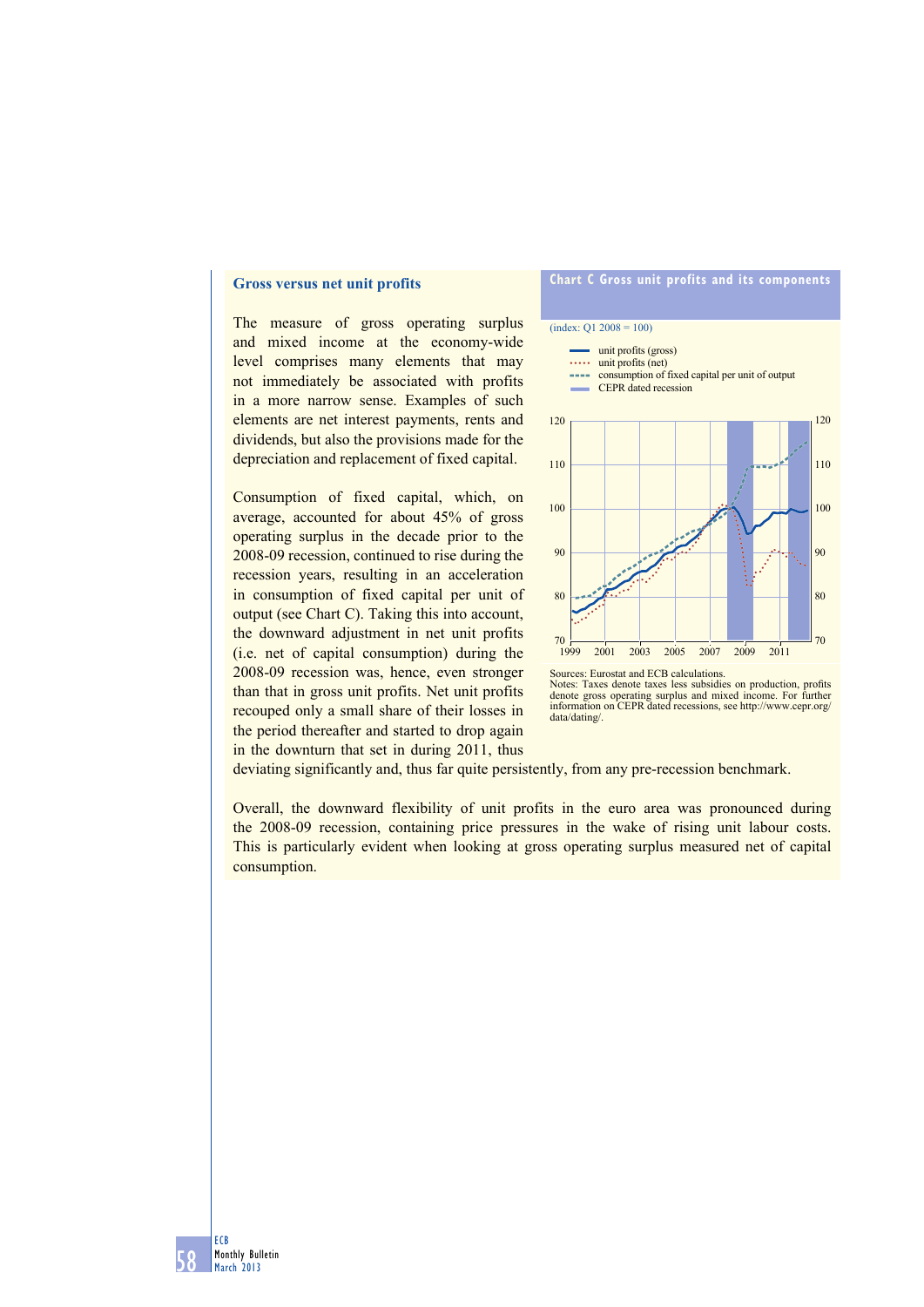### Gross versus net unit profits

The measure of gross operating surplus and mixed income at the economy-wide level comprises many elements that may not immediately be associated with profits in a more narrow sense. Examples of such elements are net interest payments, rents and dividends, but also the provisions made for the depreciation and replacement of fixed capital.

Consumption of fixed capital, which, on average, accounted for about 45% of gross operating surplus in the decade prior to the 2008-09 recession, continued to rise during the recession years, resulting in an acceleration in consumption of fixed capital per unit of output (see Chart C). Taking this into account, the downward adjustment in net unit profits (i.e. net of capital consumption) during the 2008-09 recession was, hence, even stronger than that in gross unit profits. Net unit profits recouped only a small share of their losses in the period thereafter and started to drop again in the downturn that set in during 2011, thus deviating significantly and, thus far quite persistently, from any pre-recession benchmark.

**Chart C Gross unit profits and its components**

(index: Q1 2008 = 100)

unit profits (gross)
unit profits (net)
consumption of fixed capital per unit of output
CEPR dated recession

120
110
100
90
80
70

1999 2001 2003 2005 2007 2009 2011

Sources: Eurostat and ECB calculations.
Notes: Taxes denote taxes less subsidies on production, profits denote gross operating surplus and mixed income. For further information on CEPR dated recessions, see http://www.cepr.org/data/dating/.

Overall, the downward flexibility of unit profits in the euro area was pronounced during the 2008-09 recession, containing price pressures in the wake of rising unit labour costs. This is particularly evident when looking at gross operating surplus measured net of capital consumption.